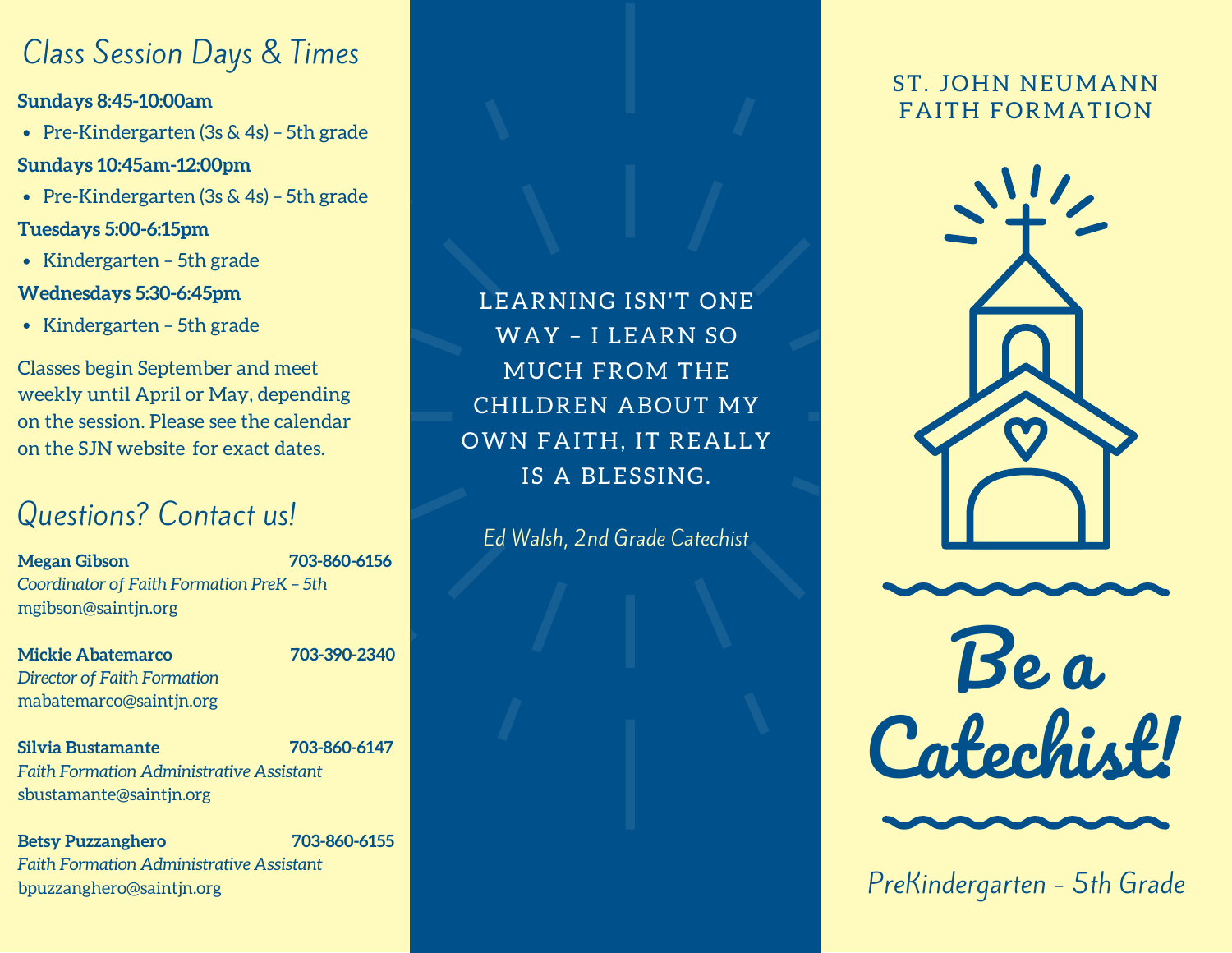## Class Session Days & Times

**Sundays 8:45-10:00am**

- Pre-Kindergarten (3s & 4s) – 5th grade

**Sundays 10:45am-12:00pm**

- Pre-Kindergarten (3s & 4s) – 5th grade

**Tuesdays 5:00-6:15pm**

- Kindergarten – 5th grade

**Wednesdays 5:30-6:45pm**

- Kindergarten – 5th grade

Classes begin September and meet weekly until April or May, depending on the session. Please see the calendar on the SJN website for exact dates.

## Questions? Contact us!

**Megan Gibson** **703-860-6156**
*Coordinator of Faith Formation PreK – 5th*
mgibson@saintjn.org

**Mickie Abatemarco** **703-390-2340**
*Director of Faith Formation*
mabatemarco@saintjn.org

**Silvia Bustamante** **703-860-6147**
*Faith Formation Administrative Assistant*
sbustamante@saintjn.org

**Betsy Puzzanghero** **703-860-6155**
*Faith Formation Administrative Assistant*
bpuzzanghero@saintjn.org

LEARNING ISN'T ONE WAY – I LEARN SO MUCH FROM THE CHILDREN ABOUT MY OWN FAITH, IT REALLY IS A BLESSING.

*Ed Walsh, 2nd Grade Catechist*

ST. JOHN NEUMANN FAITH FORMATION

# Be a Catechist!

PreKindergarten - 5th Grade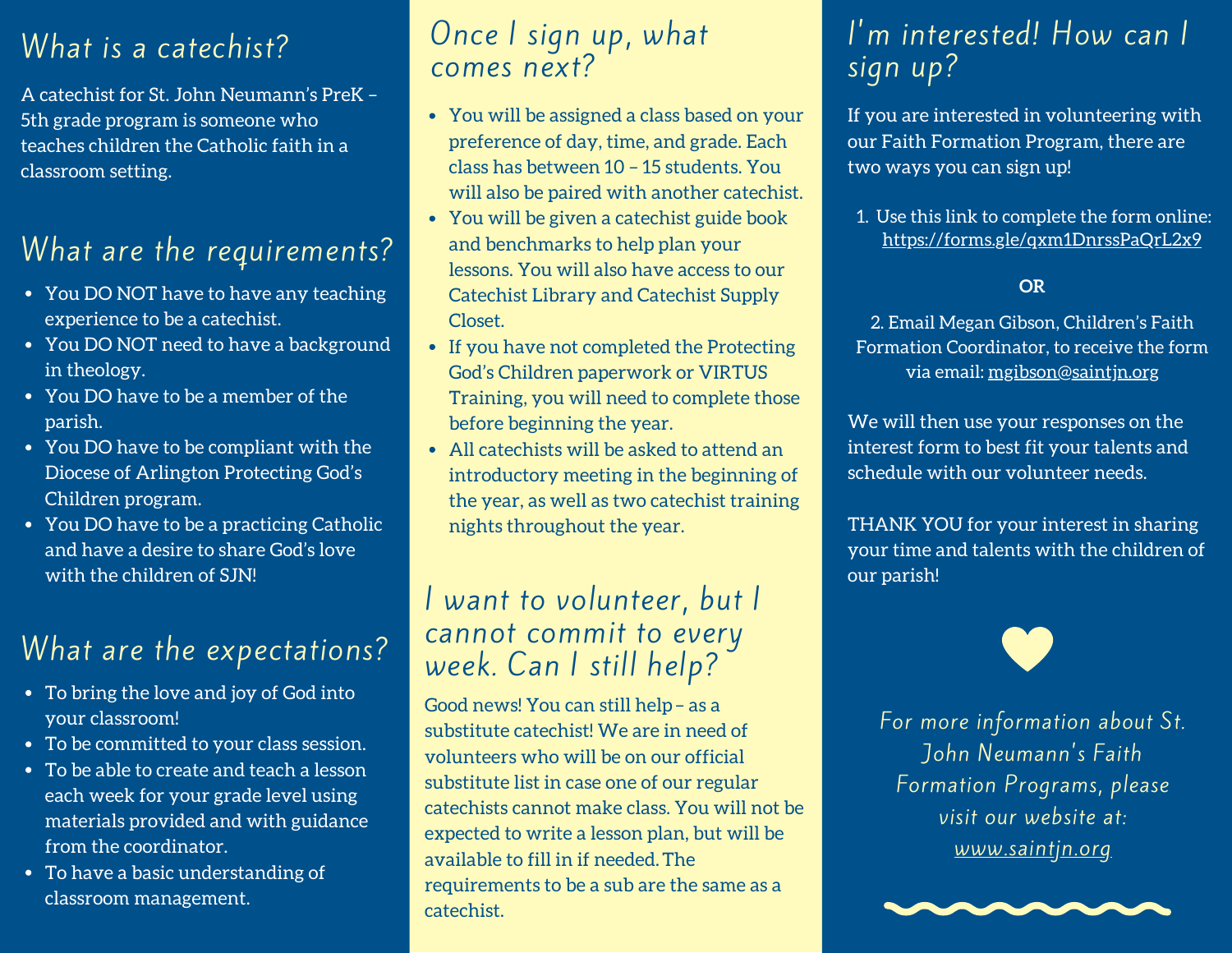## What is a catechist?

A catechist for St. John Neumann's PreK – 5th grade program is someone who teaches children the Catholic faith in a classroom setting.

## What are the requirements?

- You DO NOT have to have any teaching experience to be a catechist.
- You DO NOT need to have a background in theology.
- You DO have to be a member of the parish.
- You DO have to be compliant with the Diocese of Arlington Protecting God's Children program.
- You DO have to be a practicing Catholic and have a desire to share God's love with the children of SJN!

## What are the expectations?

- To bring the love and joy of God into your classroom!
- To be committed to your class session.
- To be able to create and teach a lesson each week for your grade level using materials provided and with guidance from the coordinator.
- To have a basic understanding of classroom management.

## Once I sign up, what comes next?

- You will be assigned a class based on your preference of day, time, and grade. Each class has between 10 – 15 students. You will also be paired with another catechist.
- You will be given a catechist guide book and benchmarks to help plan your lessons. You will also have access to our Catechist Library and Catechist Supply Closet.
- If you have not completed the Protecting God's Children paperwork or VIRTUS Training, you will need to complete those before beginning the year.
- All catechists will be asked to attend an introductory meeting in the beginning of the year, as well as two catechist training nights throughout the year.

## I want to volunteer, but I cannot commit to every week. Can I still help?

Good news! You can still help – as a substitute catechist! We are in need of volunteers who will be on our official substitute list in case one of our regular catechists cannot make class. You will not be expected to write a lesson plan, but will be available to fill in if needed. The requirements to be a sub are the same as a catechist.

## I'm interested! How can I sign up?

If you are interested in volunteering with our Faith Formation Program, there are two ways you can sign up!

1. Use this link to complete the form online: https://forms.gle/qxm1DnrssPaQrL2x9

**OR**

2. Email Megan Gibson, Children's Faith Formation Coordinator, to receive the form via email: mgibson@saintjn.org

We will then use your responses on the interest form to best fit your talents and schedule with our volunteer needs.

THANK YOU for your interest in sharing your time and talents with the children of our parish!

*For more information about St. John Neumann's Faith Formation Programs, please visit our website at: www.saintjn.org*